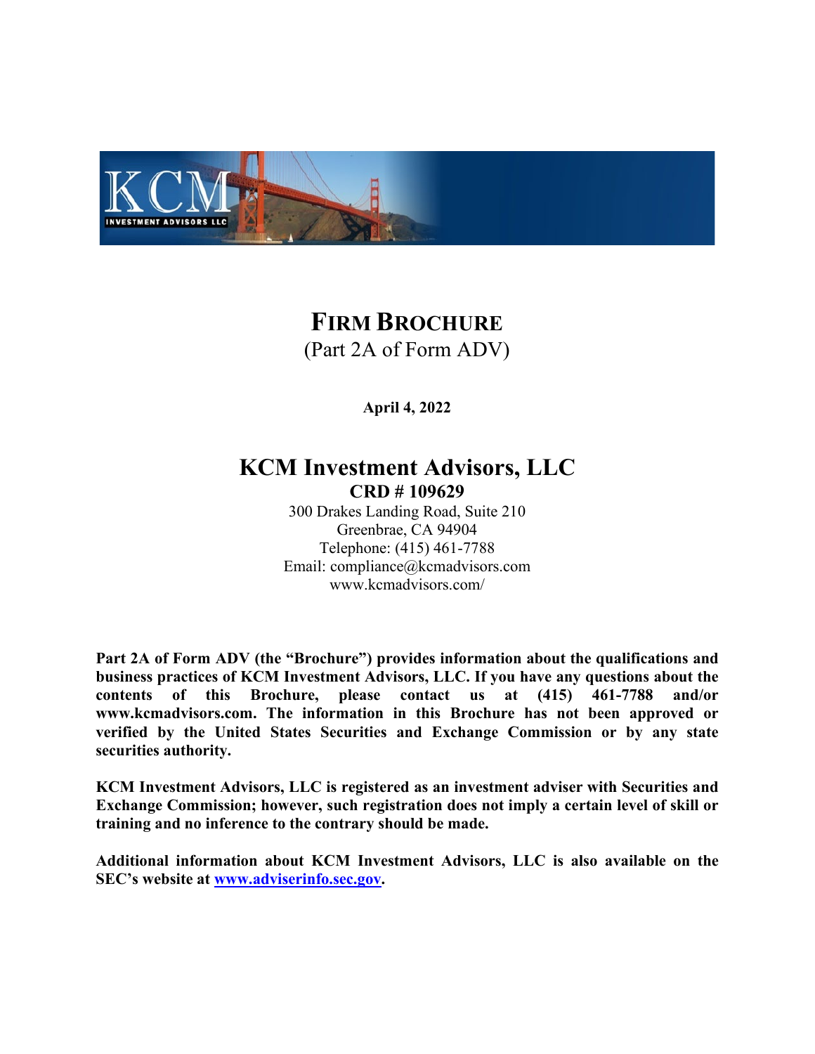# FIRM BROCHURE

(Part 2A of Form ADV)

**April 4, 2022**

## KCM Investment Advisors, LLC

**CRD # 109629**

300 Drakes Landing Road, Suite 210
Greenbrae, CA 94904
Telephone: (415) 461-7788
Email: compliance@kcmadvisors.com
www.kcmadvisors.com/

**Part 2A of Form ADV (the "Brochure") provides information about the qualifications and business practices of KCM Investment Advisors, LLC. If you have any questions about the contents of this Brochure, please contact us at (415) 461-7788 and/or www.kcmadvisors.com. The information in this Brochure has not been approved or verified by the United States Securities and Exchange Commission or by any state securities authority.**

**KCM Investment Advisors, LLC is registered as an investment adviser with Securities and Exchange Commission; however, such registration does not imply a certain level of skill or training and no inference to the contrary should be made.**

**Additional information about KCM Investment Advisors, LLC is also available on the SEC's website at [www.adviserinfo.sec.gov](http://www.adviserinfo.sec.gov).**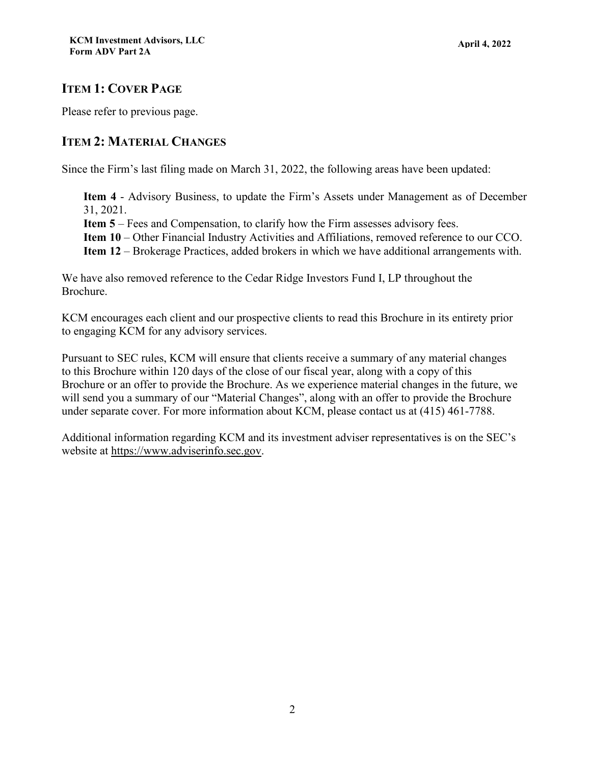## ITEM 1: COVER PAGE

Please refer to previous page.

## ITEM 2: MATERIAL CHANGES

Since the Firm's last filing made on March 31, 2022, the following areas have been updated:

**Item 4** - Advisory Business, to update the Firm's Assets under Management as of December 31, 2021.
**Item 5** – Fees and Compensation, to clarify how the Firm assesses advisory fees.
**Item 10** – Other Financial Industry Activities and Affiliations, removed reference to our CCO.
**Item 12** – Brokerage Practices, added brokers in which we have additional arrangements with.

We have also removed reference to the Cedar Ridge Investors Fund I, LP throughout the Brochure.

KCM encourages each client and our prospective clients to read this Brochure in its entirety prior to engaging KCM for any advisory services.

Pursuant to SEC rules, KCM will ensure that clients receive a summary of any material changes to this Brochure within 120 days of the close of our fiscal year, along with a copy of this Brochure or an offer to provide the Brochure. As we experience material changes in the future, we will send you a summary of our "Material Changes", along with an offer to provide the Brochure under separate cover. For more information about KCM, please contact us at (415) 461-7788.

Additional information regarding KCM and its investment adviser representatives is on the SEC's website at https://www.adviserinfo.sec.gov.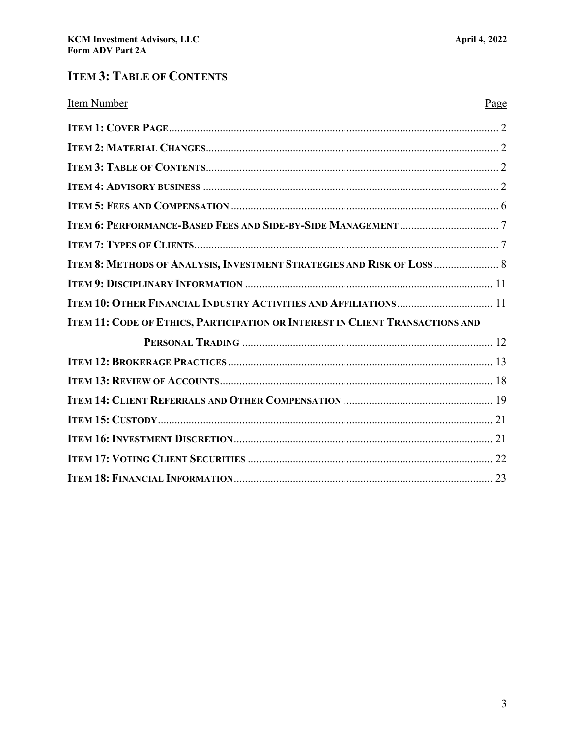## ITEM 3: TABLE OF CONTENTS

| Item Number | Page |
|---|---|
| **ITEM 1: COVER PAGE** | 2 |
| **ITEM 2: MATERIAL CHANGES** | 2 |
| **ITEM 3: TABLE OF CONTENTS** | 2 |
| **ITEM 4: ADVISORY BUSINESS** | 2 |
| **ITEM 5: FEES AND COMPENSATION** | 6 |
| **ITEM 6: PERFORMANCE-BASED FEES AND SIDE-BY-SIDE MANAGEMENT** | 7 |
| **ITEM 7: TYPES OF CLIENTS** | 7 |
| **ITEM 8: METHODS OF ANALYSIS, INVESTMENT STRATEGIES AND RISK OF LOSS** | 8 |
| **ITEM 9: DISCIPLINARY INFORMATION** | 11 |
| **ITEM 10: OTHER FINANCIAL INDUSTRY ACTIVITIES AND AFFILIATIONS** | 11 |
| **ITEM 11: CODE OF ETHICS, PARTICIPATION OR INTEREST IN CLIENT TRANSACTIONS AND PERSONAL TRADING** | 12 |
| **ITEM 12: BROKERAGE PRACTICES** | 13 |
| **ITEM 13: REVIEW OF ACCOUNTS** | 18 |
| **ITEM 14: CLIENT REFERRALS AND OTHER COMPENSATION** | 19 |
| **ITEM 15: CUSTODY** | 21 |
| **ITEM 16: INVESTMENT DISCRETION** | 21 |
| **ITEM 17: VOTING CLIENT SECURITIES** | 22 |
| **ITEM 18: FINANCIAL INFORMATION** | 23 |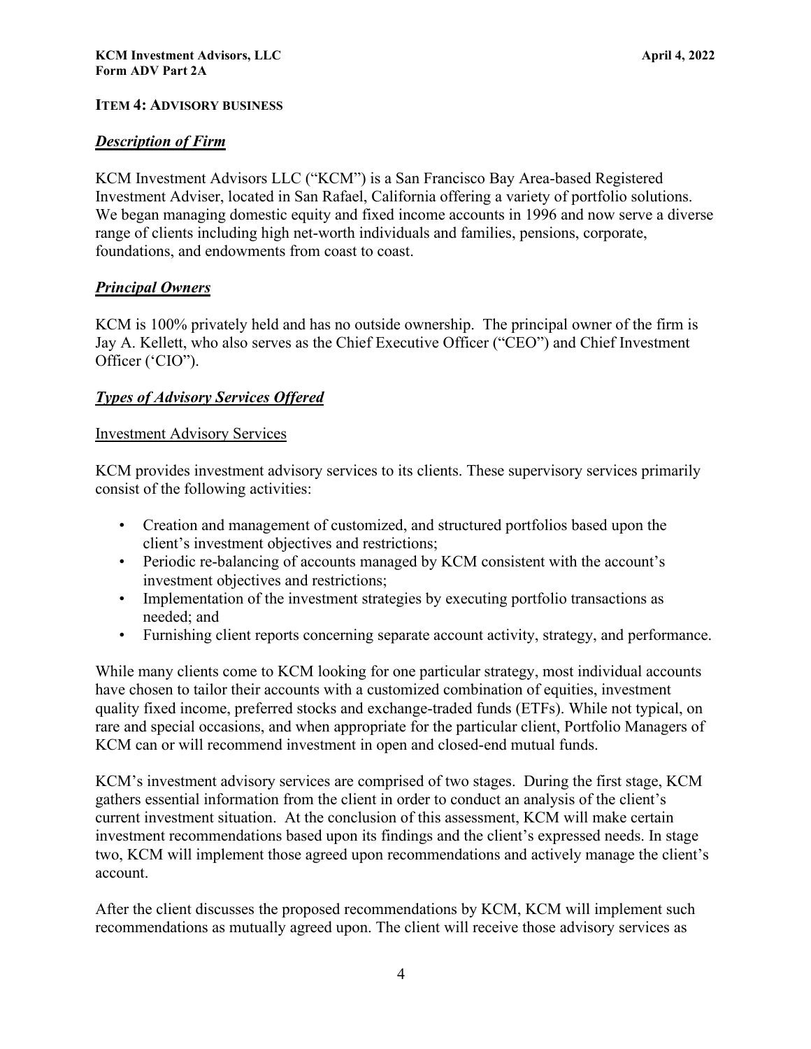## ITEM 4: ADVISORY BUSINESS

### ***Description of Firm***

KCM Investment Advisors LLC ("KCM") is a San Francisco Bay Area-based Registered Investment Adviser, located in San Rafael, California offering a variety of portfolio solutions. We began managing domestic equity and fixed income accounts in 1996 and now serve a diverse range of clients including high net-worth individuals and families, pensions, corporate, foundations, and endowments from coast to coast.

### ***Principal Owners***

KCM is 100% privately held and has no outside ownership. The principal owner of the firm is Jay A. Kellett, who also serves as the Chief Executive Officer ("CEO") and Chief Investment Officer ('CIO").

### ***Types of Advisory Services Offered***

#### Investment Advisory Services

KCM provides investment advisory services to its clients. These supervisory services primarily consist of the following activities:

- Creation and management of customized, and structured portfolios based upon the client's investment objectives and restrictions;
- Periodic re-balancing of accounts managed by KCM consistent with the account's investment objectives and restrictions;
- Implementation of the investment strategies by executing portfolio transactions as needed; and
- Furnishing client reports concerning separate account activity, strategy, and performance.

While many clients come to KCM looking for one particular strategy, most individual accounts have chosen to tailor their accounts with a customized combination of equities, investment quality fixed income, preferred stocks and exchange-traded funds (ETFs). While not typical, on rare and special occasions, and when appropriate for the particular client, Portfolio Managers of KCM can or will recommend investment in open and closed-end mutual funds.

KCM's investment advisory services are comprised of two stages. During the first stage, KCM gathers essential information from the client in order to conduct an analysis of the client's current investment situation. At the conclusion of this assessment, KCM will make certain investment recommendations based upon its findings and the client's expressed needs. In stage two, KCM will implement those agreed upon recommendations and actively manage the client's account.

After the client discusses the proposed recommendations by KCM, KCM will implement such recommendations as mutually agreed upon. The client will receive those advisory services as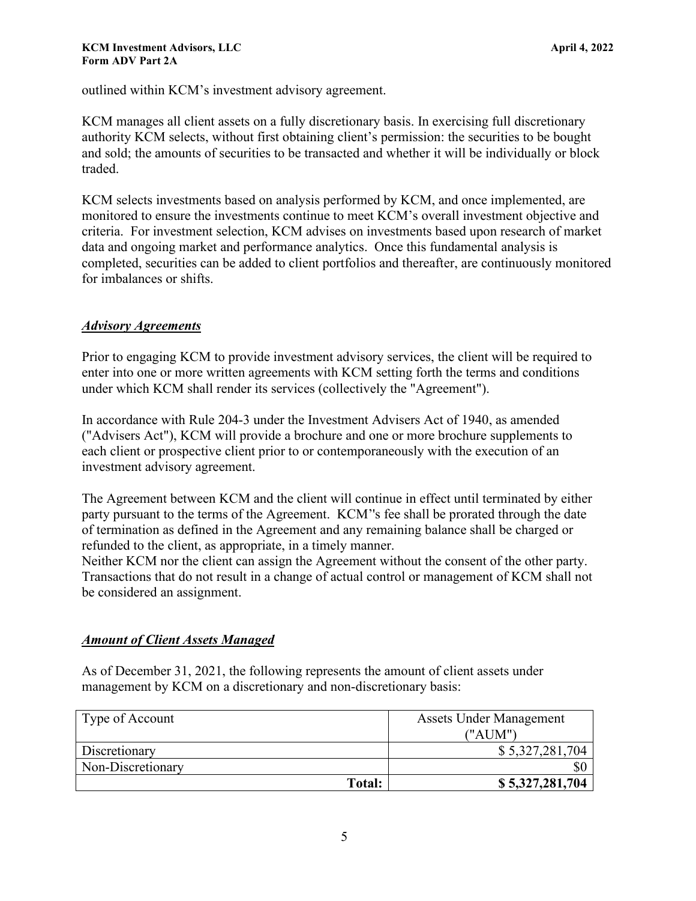outlined within KCM's investment advisory agreement.

KCM manages all client assets on a fully discretionary basis. In exercising full discretionary authority KCM selects, without first obtaining client's permission: the securities to be bought and sold; the amounts of securities to be transacted and whether it will be individually or block traded.

KCM selects investments based on analysis performed by KCM, and once implemented, are monitored to ensure the investments continue to meet KCM's overall investment objective and criteria. For investment selection, KCM advises on investments based upon research of market data and ongoing market and performance analytics. Once this fundamental analysis is completed, securities can be added to client portfolios and thereafter, are continuously monitored for imbalances or shifts.

***Advisory Agreements***

Prior to engaging KCM to provide investment advisory services, the client will be required to enter into one or more written agreements with KCM setting forth the terms and conditions under which KCM shall render its services (collectively the "Agreement").

In accordance with Rule 204-3 under the Investment Advisers Act of 1940, as amended ("Advisers Act"), KCM will provide a brochure and one or more brochure supplements to each client or prospective client prior to or contemporaneously with the execution of an investment advisory agreement.

The Agreement between KCM and the client will continue in effect until terminated by either party pursuant to the terms of the Agreement. KCM''s fee shall be prorated through the date of termination as defined in the Agreement and any remaining balance shall be charged or refunded to the client, as appropriate, in a timely manner.
Neither KCM nor the client can assign the Agreement without the consent of the other party. Transactions that do not result in a change of actual control or management of KCM shall not be considered an assignment.

***Amount of Client Assets Managed***

As of December 31, 2021, the following represents the amount of client assets under management by KCM on a discretionary and non-discretionary basis:

| Type of Account | Assets Under Management ("AUM") |
|---|---|
| Discretionary | $ 5,327,281,704 |
| Non-Discretionary | $0 |
| **Total:** | **$ 5,327,281,704** |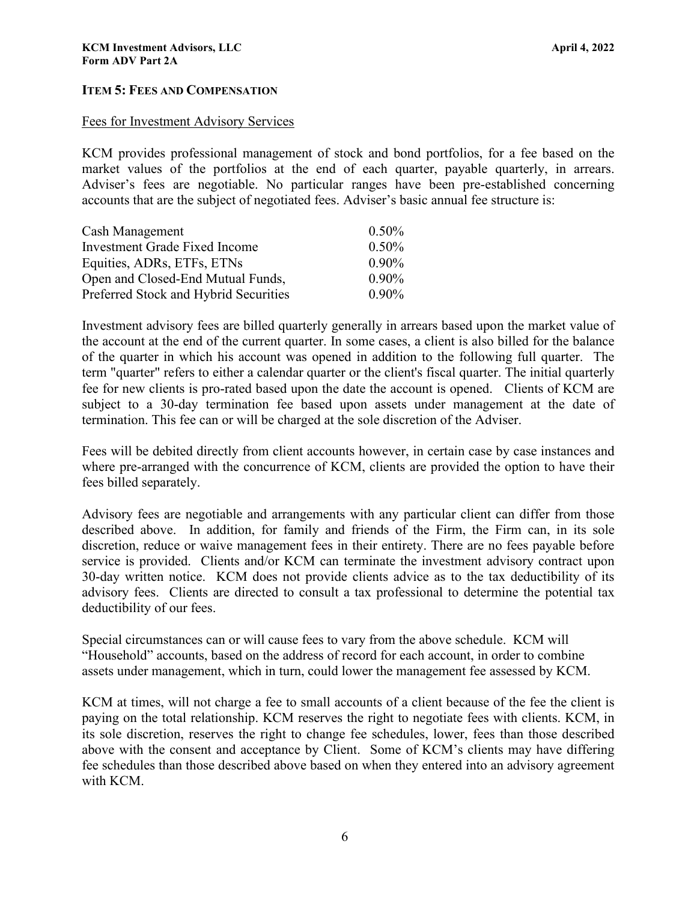## ITEM 5: FEES AND COMPENSATION

Fees for Investment Advisory Services

KCM provides professional management of stock and bond portfolios, for a fee based on the market values of the portfolios at the end of each quarter, payable quarterly, in arrears. Adviser's fees are negotiable. No particular ranges have been pre-established concerning accounts that are the subject of negotiated fees. Adviser's basic annual fee structure is:

| | |
|---|---|
| Cash Management | 0.50% |
| Investment Grade Fixed Income | 0.50% |
| Equities, ADRs, ETFs, ETNs | 0.90% |
| Open and Closed-End Mutual Funds, | 0.90% |
| Preferred Stock and Hybrid Securities | 0.90% |

Investment advisory fees are billed quarterly generally in arrears based upon the market value of the account at the end of the current quarter. In some cases, a client is also billed for the balance of the quarter in which his account was opened in addition to the following full quarter. The term "quarter" refers to either a calendar quarter or the client's fiscal quarter. The initial quarterly fee for new clients is pro-rated based upon the date the account is opened. Clients of KCM are subject to a 30-day termination fee based upon assets under management at the date of termination. This fee can or will be charged at the sole discretion of the Adviser.

Fees will be debited directly from client accounts however, in certain case by case instances and where pre-arranged with the concurrence of KCM, clients are provided the option to have their fees billed separately.

Advisory fees are negotiable and arrangements with any particular client can differ from those described above. In addition, for family and friends of the Firm, the Firm can, in its sole discretion, reduce or waive management fees in their entirety. There are no fees payable before service is provided. Clients and/or KCM can terminate the investment advisory contract upon 30-day written notice. KCM does not provide clients advice as to the tax deductibility of its advisory fees. Clients are directed to consult a tax professional to determine the potential tax deductibility of our fees.

Special circumstances can or will cause fees to vary from the above schedule. KCM will "Household" accounts, based on the address of record for each account, in order to combine assets under management, which in turn, could lower the management fee assessed by KCM.

KCM at times, will not charge a fee to small accounts of a client because of the fee the client is paying on the total relationship. KCM reserves the right to negotiate fees with clients. KCM, in its sole discretion, reserves the right to change fee schedules, lower, fees than those described above with the consent and acceptance by Client. Some of KCM's clients may have differing fee schedules than those described above based on when they entered into an advisory agreement with KCM.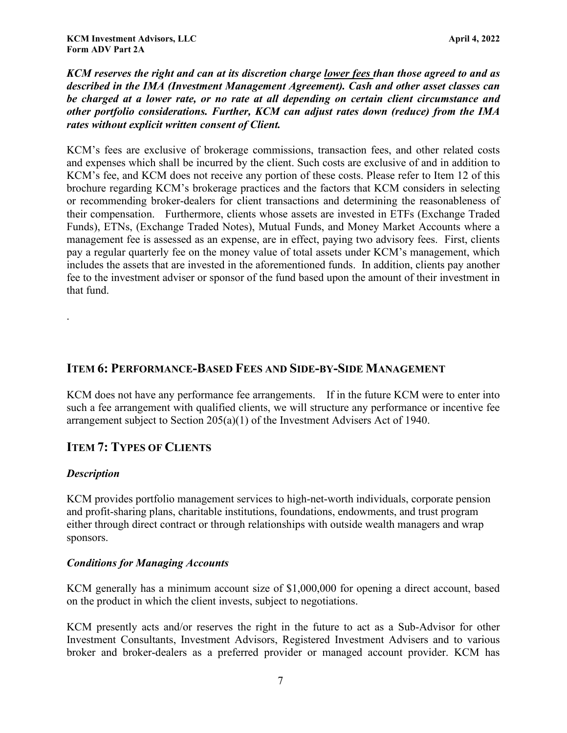***KCM reserves the right and can at its discretion charge <u>lower fees</u> than those agreed to and as described in the IMA (Investment Management Agreement). Cash and other asset classes can be charged at a lower rate, or no rate at all depending on certain client circumstance and other portfolio considerations. Further, KCM can adjust rates down (reduce) from the IMA rates without explicit written consent of Client.***

KCM's fees are exclusive of brokerage commissions, transaction fees, and other related costs and expenses which shall be incurred by the client. Such costs are exclusive of and in addition to KCM's fee, and KCM does not receive any portion of these costs. Please refer to Item 12 of this brochure regarding KCM's brokerage practices and the factors that KCM considers in selecting or recommending broker-dealers for client transactions and determining the reasonableness of their compensation. Furthermore, clients whose assets are invested in ETFs (Exchange Traded Funds), ETNs, (Exchange Traded Notes), Mutual Funds, and Money Market Accounts where a management fee is assessed as an expense, are in effect, paying two advisory fees. First, clients pay a regular quarterly fee on the money value of total assets under KCM's management, which includes the assets that are invested in the aforementioned funds. In addition, clients pay another fee to the investment adviser or sponsor of the fund based upon the amount of their investment in that fund.

.

## ITEM 6: PERFORMANCE-BASED FEES AND SIDE-BY-SIDE MANAGEMENT

KCM does not have any performance fee arrangements. If in the future KCM were to enter into such a fee arrangement with qualified clients, we will structure any performance or incentive fee arrangement subject to Section 205(a)(1) of the Investment Advisers Act of 1940.

## ITEM 7: TYPES OF CLIENTS

### *Description*

KCM provides portfolio management services to high-net-worth individuals, corporate pension and profit-sharing plans, charitable institutions, foundations, endowments, and trust program either through direct contract or through relationships with outside wealth managers and wrap sponsors.

### *Conditions for Managing Accounts*

KCM generally has a minimum account size of $1,000,000 for opening a direct account, based on the product in which the client invests, subject to negotiations.

KCM presently acts and/or reserves the right in the future to act as a Sub-Advisor for other Investment Consultants, Investment Advisors, Registered Investment Advisers and to various broker and broker-dealers as a preferred provider or managed account provider. KCM has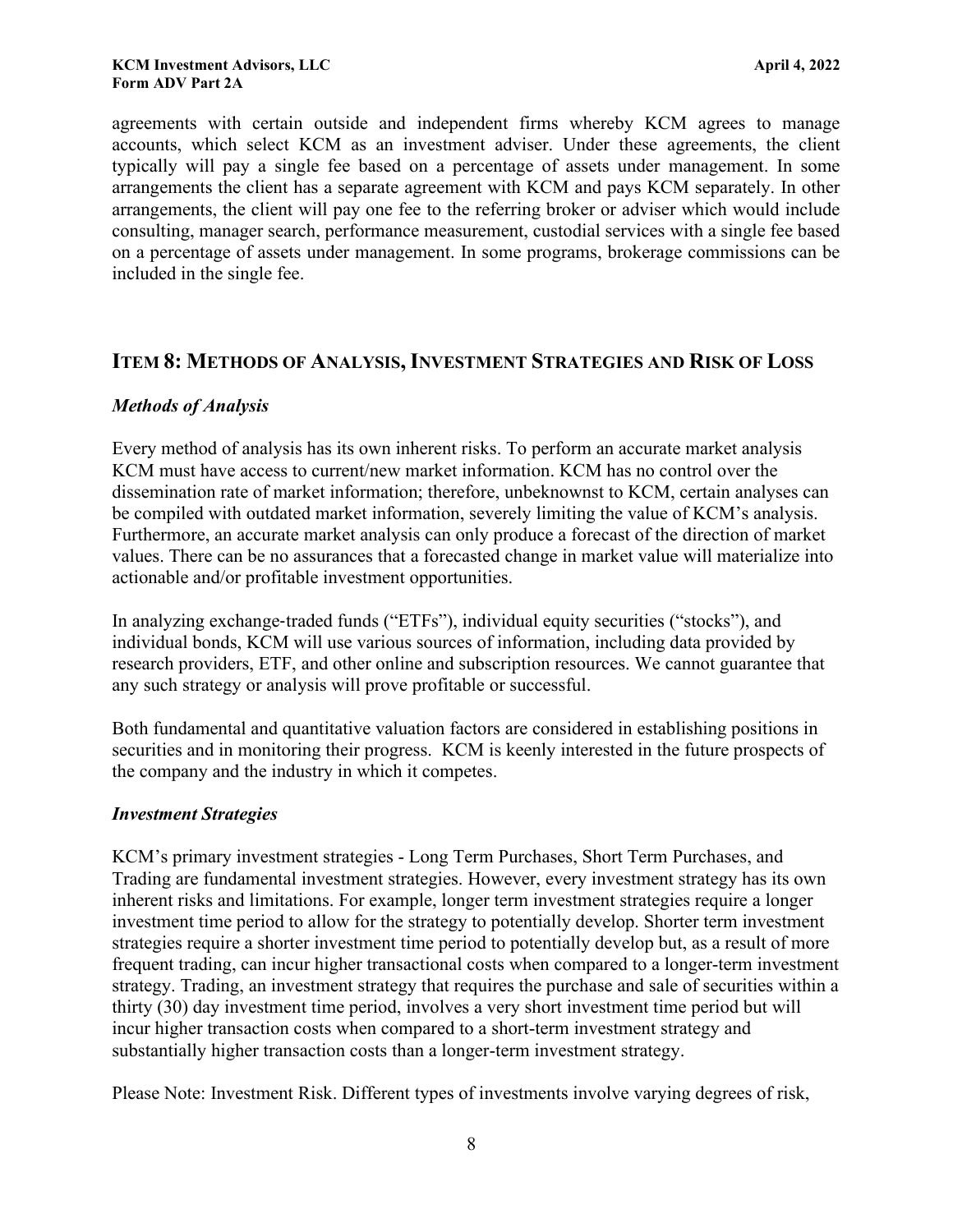agreements with certain outside and independent firms whereby KCM agrees to manage accounts, which select KCM as an investment adviser. Under these agreements, the client typically will pay a single fee based on a percentage of assets under management. In some arrangements the client has a separate agreement with KCM and pays KCM separately. In other arrangements, the client will pay one fee to the referring broker or adviser which would include consulting, manager search, performance measurement, custodial services with a single fee based on a percentage of assets under management. In some programs, brokerage commissions can be included in the single fee.

## ITEM 8: METHODS OF ANALYSIS, INVESTMENT STRATEGIES AND RISK OF LOSS

### *Methods of Analysis*

Every method of analysis has its own inherent risks. To perform an accurate market analysis KCM must have access to current/new market information. KCM has no control over the dissemination rate of market information; therefore, unbeknownst to KCM, certain analyses can be compiled with outdated market information, severely limiting the value of KCM's analysis. Furthermore, an accurate market analysis can only produce a forecast of the direction of market values. There can be no assurances that a forecasted change in market value will materialize into actionable and/or profitable investment opportunities.

In analyzing exchange-traded funds ("ETFs"), individual equity securities ("stocks"), and individual bonds, KCM will use various sources of information, including data provided by research providers, ETF, and other online and subscription resources. We cannot guarantee that any such strategy or analysis will prove profitable or successful.

Both fundamental and quantitative valuation factors are considered in establishing positions in securities and in monitoring their progress. KCM is keenly interested in the future prospects of the company and the industry in which it competes.

### *Investment Strategies*

KCM's primary investment strategies - Long Term Purchases, Short Term Purchases, and Trading are fundamental investment strategies. However, every investment strategy has its own inherent risks and limitations. For example, longer term investment strategies require a longer investment time period to allow for the strategy to potentially develop. Shorter term investment strategies require a shorter investment time period to potentially develop but, as a result of more frequent trading, can incur higher transactional costs when compared to a longer-term investment strategy. Trading, an investment strategy that requires the purchase and sale of securities within a thirty (30) day investment time period, involves a very short investment time period but will incur higher transaction costs when compared to a short-term investment strategy and substantially higher transaction costs than a longer-term investment strategy.

Please Note: Investment Risk. Different types of investments involve varying degrees of risk,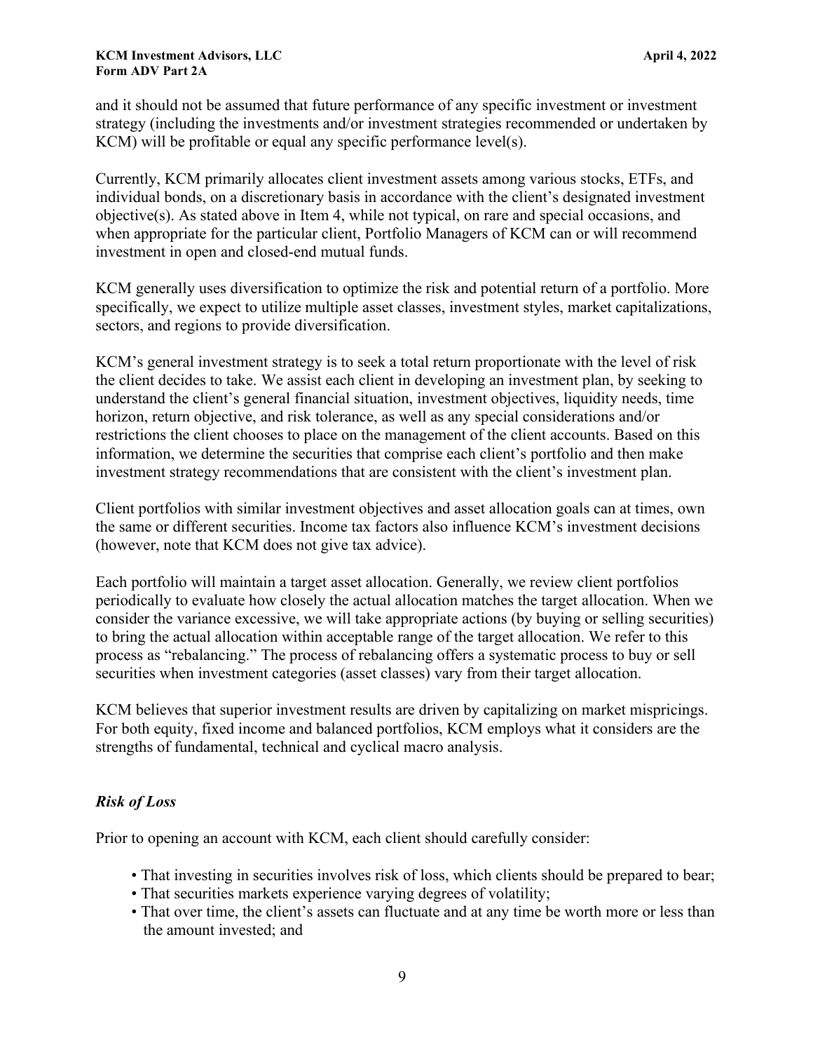and it should not be assumed that future performance of any specific investment or investment strategy (including the investments and/or investment strategies recommended or undertaken by KCM) will be profitable or equal any specific performance level(s).

Currently, KCM primarily allocates client investment assets among various stocks, ETFs, and individual bonds, on a discretionary basis in accordance with the client's designated investment objective(s). As stated above in Item 4, while not typical, on rare and special occasions, and when appropriate for the particular client, Portfolio Managers of KCM can or will recommend investment in open and closed-end mutual funds.

KCM generally uses diversification to optimize the risk and potential return of a portfolio. More specifically, we expect to utilize multiple asset classes, investment styles, market capitalizations, sectors, and regions to provide diversification.

KCM's general investment strategy is to seek a total return proportionate with the level of risk the client decides to take. We assist each client in developing an investment plan, by seeking to understand the client's general financial situation, investment objectives, liquidity needs, time horizon, return objective, and risk tolerance, as well as any special considerations and/or restrictions the client chooses to place on the management of the client accounts. Based on this information, we determine the securities that comprise each client's portfolio and then make investment strategy recommendations that are consistent with the client's investment plan.

Client portfolios with similar investment objectives and asset allocation goals can at times, own the same or different securities. Income tax factors also influence KCM's investment decisions (however, note that KCM does not give tax advice).

Each portfolio will maintain a target asset allocation. Generally, we review client portfolios periodically to evaluate how closely the actual allocation matches the target allocation. When we consider the variance excessive, we will take appropriate actions (by buying or selling securities) to bring the actual allocation within acceptable range of the target allocation. We refer to this process as "rebalancing." The process of rebalancing offers a systematic process to buy or sell securities when investment categories (asset classes) vary from their target allocation.

KCM believes that superior investment results are driven by capitalizing on market mispricings. For both equity, fixed income and balanced portfolios, KCM employs what it considers are the strengths of fundamental, technical and cyclical macro analysis.

### *Risk of Loss*

Prior to opening an account with KCM, each client should carefully consider:

- That investing in securities involves risk of loss, which clients should be prepared to bear;
- That securities markets experience varying degrees of volatility;
- That over time, the client's assets can fluctuate and at any time be worth more or less than the amount invested; and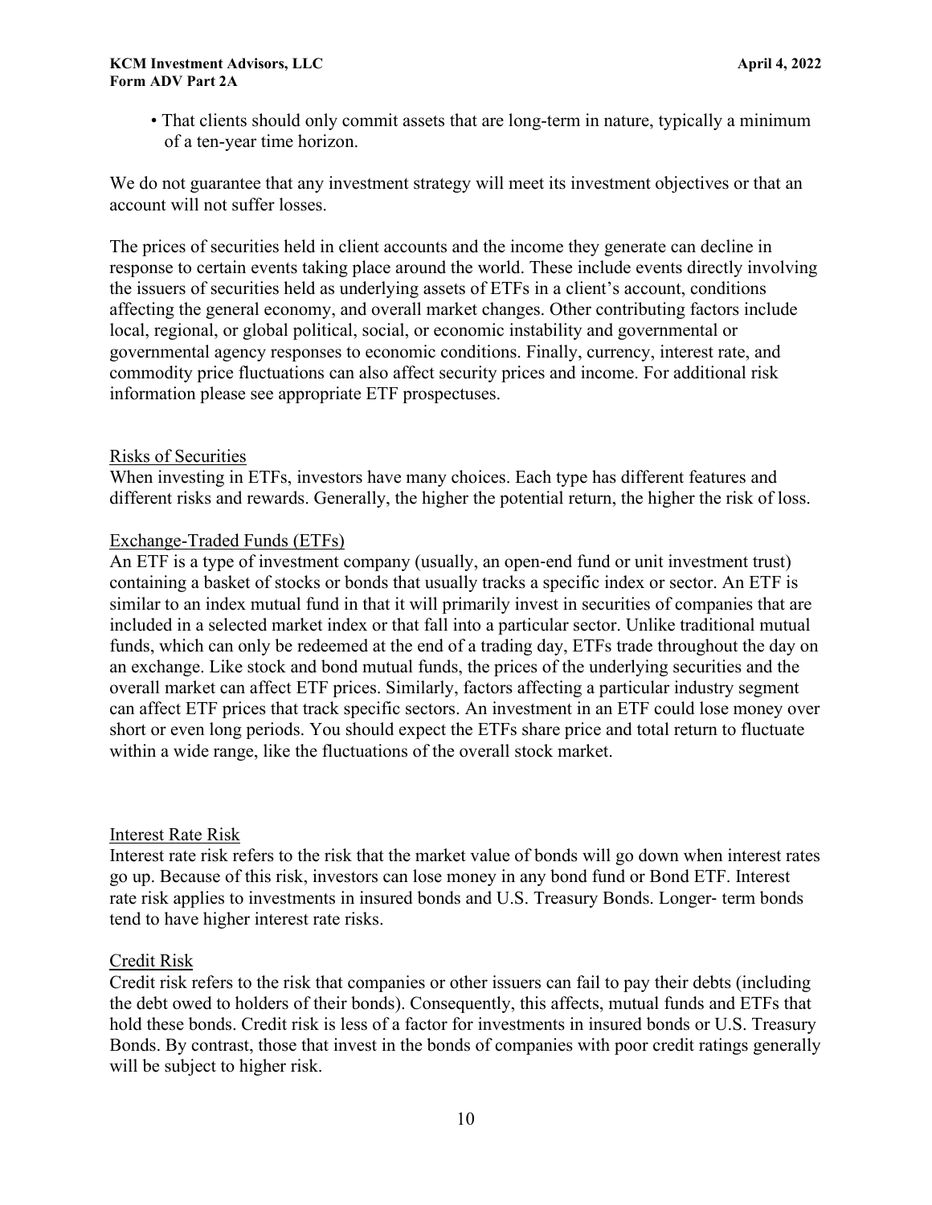- That clients should only commit assets that are long-term in nature, typically a minimum of a ten-year time horizon.

We do not guarantee that any investment strategy will meet its investment objectives or that an account will not suffer losses.

The prices of securities held in client accounts and the income they generate can decline in response to certain events taking place around the world. These include events directly involving the issuers of securities held as underlying assets of ETFs in a client's account, conditions affecting the general economy, and overall market changes. Other contributing factors include local, regional, or global political, social, or economic instability and governmental or governmental agency responses to economic conditions. Finally, currency, interest rate, and commodity price fluctuations can also affect security prices and income. For additional risk information please see appropriate ETF prospectuses.

<u>Risks of Securities</u>

When investing in ETFs, investors have many choices. Each type has different features and different risks and rewards. Generally, the higher the potential return, the higher the risk of loss.

<u>Exchange-Traded Funds (ETFs)</u>

An ETF is a type of investment company (usually, an open-end fund or unit investment trust) containing a basket of stocks or bonds that usually tracks a specific index or sector. An ETF is similar to an index mutual fund in that it will primarily invest in securities of companies that are included in a selected market index or that fall into a particular sector. Unlike traditional mutual funds, which can only be redeemed at the end of a trading day, ETFs trade throughout the day on an exchange. Like stock and bond mutual funds, the prices of the underlying securities and the overall market can affect ETF prices. Similarly, factors affecting a particular industry segment can affect ETF prices that track specific sectors. An investment in an ETF could lose money over short or even long periods. You should expect the ETFs share price and total return to fluctuate within a wide range, like the fluctuations of the overall stock market.

<u>Interest Rate Risk</u>

Interest rate risk refers to the risk that the market value of bonds will go down when interest rates go up. Because of this risk, investors can lose money in any bond fund or Bond ETF. Interest rate risk applies to investments in insured bonds and U.S. Treasury Bonds. Longer- term bonds tend to have higher interest rate risks.

<u>Credit Risk</u>

Credit risk refers to the risk that companies or other issuers can fail to pay their debts (including the debt owed to holders of their bonds). Consequently, this affects, mutual funds and ETFs that hold these bonds. Credit risk is less of a factor for investments in insured bonds or U.S. Treasury Bonds. By contrast, those that invest in the bonds of companies with poor credit ratings generally will be subject to higher risk.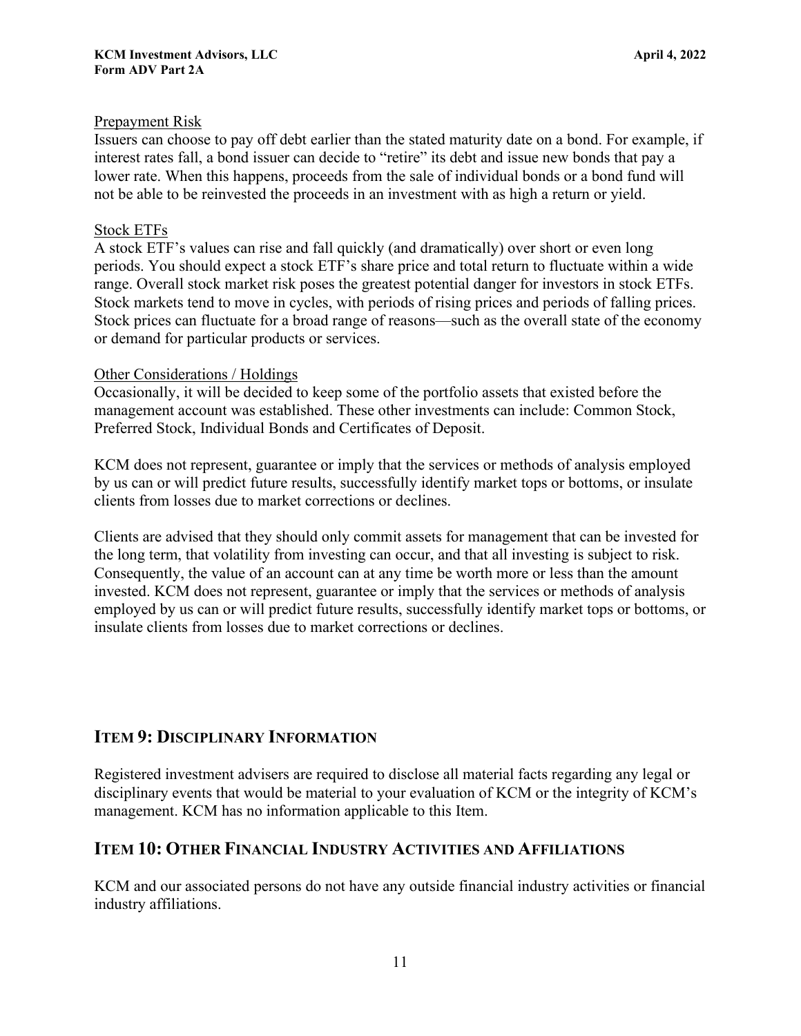Prepayment Risk

Issuers can choose to pay off debt earlier than the stated maturity date on a bond. For example, if interest rates fall, a bond issuer can decide to "retire" its debt and issue new bonds that pay a lower rate. When this happens, proceeds from the sale of individual bonds or a bond fund will not be able to be reinvested the proceeds in an investment with as high a return or yield.

Stock ETFs

A stock ETF's values can rise and fall quickly (and dramatically) over short or even long periods. You should expect a stock ETF's share price and total return to fluctuate within a wide range. Overall stock market risk poses the greatest potential danger for investors in stock ETFs. Stock markets tend to move in cycles, with periods of rising prices and periods of falling prices. Stock prices can fluctuate for a broad range of reasons—such as the overall state of the economy or demand for particular products or services.

Other Considerations / Holdings

Occasionally, it will be decided to keep some of the portfolio assets that existed before the management account was established. These other investments can include: Common Stock, Preferred Stock, Individual Bonds and Certificates of Deposit.

KCM does not represent, guarantee or imply that the services or methods of analysis employed by us can or will predict future results, successfully identify market tops or bottoms, or insulate clients from losses due to market corrections or declines.

Clients are advised that they should only commit assets for management that can be invested for the long term, that volatility from investing can occur, and that all investing is subject to risk. Consequently, the value of an account can at any time be worth more or less than the amount invested. KCM does not represent, guarantee or imply that the services or methods of analysis employed by us can or will predict future results, successfully identify market tops or bottoms, or insulate clients from losses due to market corrections or declines.

## Item 9: Disciplinary Information

Registered investment advisers are required to disclose all material facts regarding any legal or disciplinary events that would be material to your evaluation of KCM or the integrity of KCM's management. KCM has no information applicable to this Item.

## Item 10: Other Financial Industry Activities and Affiliations

KCM and our associated persons do not have any outside financial industry activities or financial industry affiliations.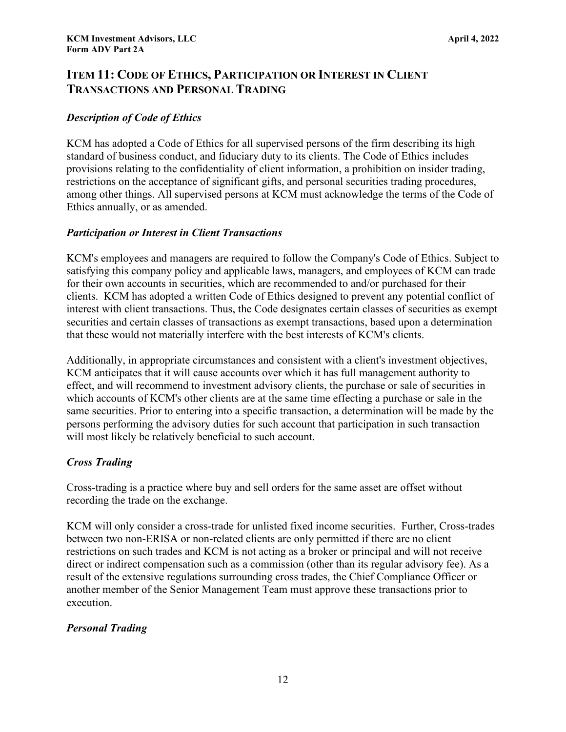## ITEM 11: CODE OF ETHICS, PARTICIPATION OR INTEREST IN CLIENT TRANSACTIONS AND PERSONAL TRADING

### *Description of Code of Ethics*

KCM has adopted a Code of Ethics for all supervised persons of the firm describing its high standard of business conduct, and fiduciary duty to its clients. The Code of Ethics includes provisions relating to the confidentiality of client information, a prohibition on insider trading, restrictions on the acceptance of significant gifts, and personal securities trading procedures, among other things. All supervised persons at KCM must acknowledge the terms of the Code of Ethics annually, or as amended.

### *Participation or Interest in Client Transactions*

KCM's employees and managers are required to follow the Company's Code of Ethics. Subject to satisfying this company policy and applicable laws, managers, and employees of KCM can trade for their own accounts in securities, which are recommended to and/or purchased for their clients. KCM has adopted a written Code of Ethics designed to prevent any potential conflict of interest with client transactions. Thus, the Code designates certain classes of securities as exempt securities and certain classes of transactions as exempt transactions, based upon a determination that these would not materially interfere with the best interests of KCM's clients.

Additionally, in appropriate circumstances and consistent with a client's investment objectives, KCM anticipates that it will cause accounts over which it has full management authority to effect, and will recommend to investment advisory clients, the purchase or sale of securities in which accounts of KCM's other clients are at the same time effecting a purchase or sale in the same securities. Prior to entering into a specific transaction, a determination will be made by the persons performing the advisory duties for such account that participation in such transaction will most likely be relatively beneficial to such account.

### *Cross Trading*

Cross-trading is a practice where buy and sell orders for the same asset are offset without recording the trade on the exchange.

KCM will only consider a cross-trade for unlisted fixed income securities. Further, Cross-trades between two non-ERISA or non-related clients are only permitted if there are no client restrictions on such trades and KCM is not acting as a broker or principal and will not receive direct or indirect compensation such as a commission (other than its regular advisory fee). As a result of the extensive regulations surrounding cross trades, the Chief Compliance Officer or another member of the Senior Management Team must approve these transactions prior to execution.

### *Personal Trading*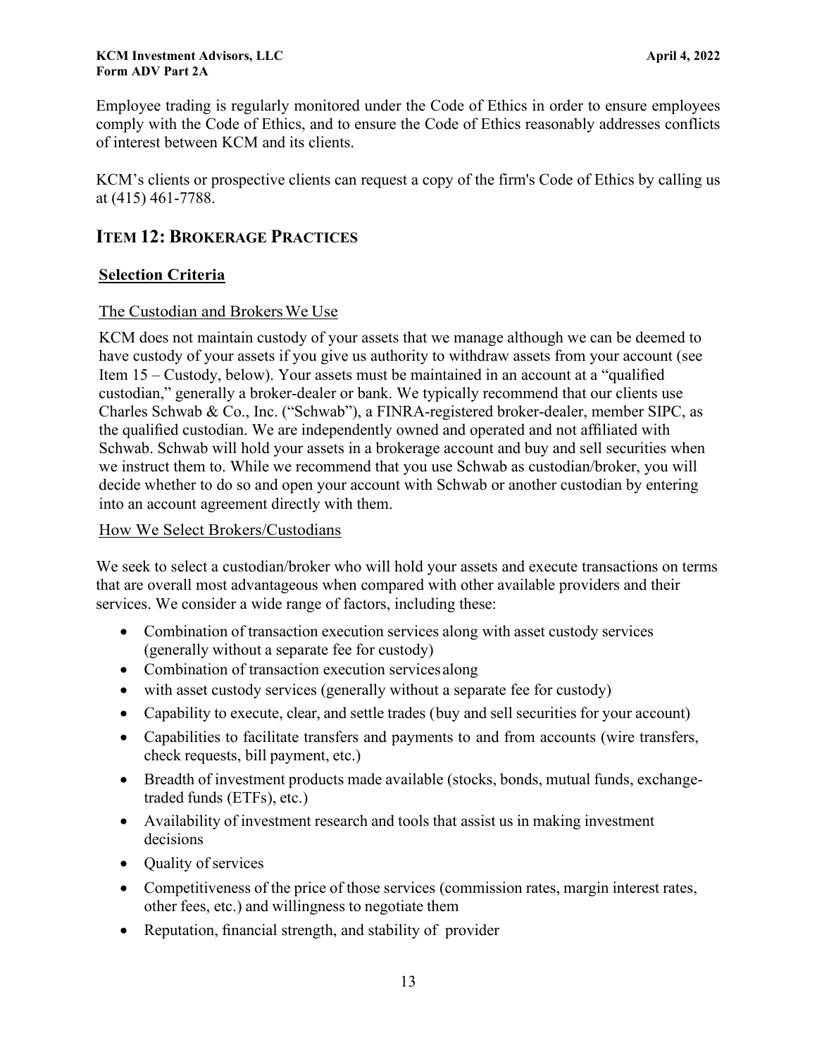Employee trading is regularly monitored under the Code of Ethics in order to ensure employees comply with the Code of Ethics, and to ensure the Code of Ethics reasonably addresses conflicts of interest between KCM and its clients.

KCM's clients or prospective clients can request a copy of the firm's Code of Ethics by calling us at (415) 461-7788.

## ITEM 12: BROKERAGE PRACTICES

### Selection Criteria

#### The Custodian and Brokers We Use

KCM does not maintain custody of your assets that we manage although we can be deemed to have custody of your assets if you give us authority to withdraw assets from your account (see Item 15 – Custody, below). Your assets must be maintained in an account at a "qualified custodian," generally a broker-dealer or bank. We typically recommend that our clients use Charles Schwab & Co., Inc. ("Schwab"), a FINRA-registered broker-dealer, member SIPC, as the qualified custodian. We are independently owned and operated and not affiliated with Schwab. Schwab will hold your assets in a brokerage account and buy and sell securities when we instruct them to. While we recommend that you use Schwab as custodian/broker, you will decide whether to do so and open your account with Schwab or another custodian by entering into an account agreement directly with them.

#### How We Select Brokers/Custodians

We seek to select a custodian/broker who will hold your assets and execute transactions on terms that are overall most advantageous when compared with other available providers and their services. We consider a wide range of factors, including these:

- Combination of transaction execution services along with asset custody services (generally without a separate fee for custody)
- Combination of transaction execution services along
- with asset custody services (generally without a separate fee for custody)
- Capability to execute, clear, and settle trades (buy and sell securities for your account)
- Capabilities to facilitate transfers and payments to and from accounts (wire transfers, check requests, bill payment, etc.)
- Breadth of investment products made available (stocks, bonds, mutual funds, exchange-traded funds (ETFs), etc.)
- Availability of investment research and tools that assist us in making investment decisions
- Quality of services
- Competitiveness of the price of those services (commission rates, margin interest rates, other fees, etc.) and willingness to negotiate them
- Reputation, financial strength, and stability of provider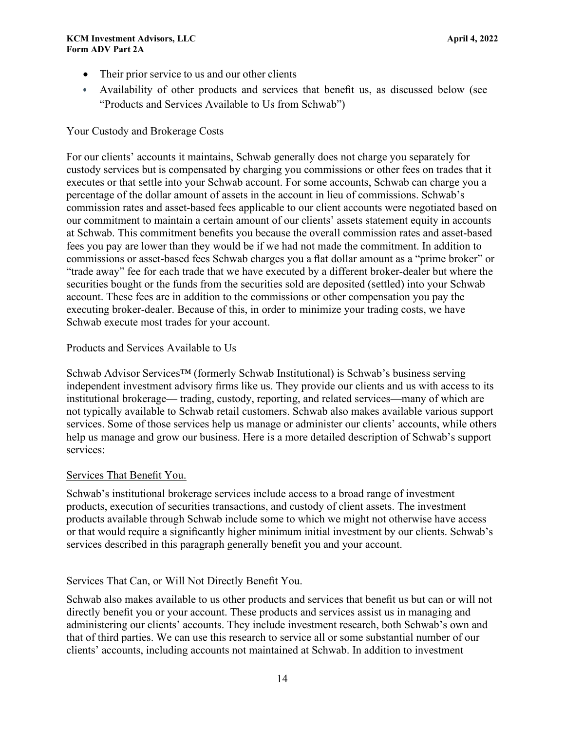- Their prior service to us and our other clients
- Availability of other products and services that benefit us, as discussed below (see "Products and Services Available to Us from Schwab")

Your Custody and Brokerage Costs

For our clients' accounts it maintains, Schwab generally does not charge you separately for custody services but is compensated by charging you commissions or other fees on trades that it executes or that settle into your Schwab account. For some accounts, Schwab can charge you a percentage of the dollar amount of assets in the account in lieu of commissions. Schwab's commission rates and asset-based fees applicable to our client accounts were negotiated based on our commitment to maintain a certain amount of our clients' assets statement equity in accounts at Schwab. This commitment benefits you because the overall commission rates and asset-based fees you pay are lower than they would be if we had not made the commitment. In addition to commissions or asset-based fees Schwab charges you a flat dollar amount as a "prime broker" or "trade away" fee for each trade that we have executed by a different broker-dealer but where the securities bought or the funds from the securities sold are deposited (settled) into your Schwab account. These fees are in addition to the commissions or other compensation you pay the executing broker-dealer. Because of this, in order to minimize your trading costs, we have Schwab execute most trades for your account.

Products and Services Available to Us

Schwab Advisor Services™ (formerly Schwab Institutional) is Schwab's business serving independent investment advisory firms like us. They provide our clients and us with access to its institutional brokerage— trading, custody, reporting, and related services—many of which are not typically available to Schwab retail customers. Schwab also makes available various support services. Some of those services help us manage or administer our clients' accounts, while others help us manage and grow our business. Here is a more detailed description of Schwab's support services:

Services That Benefit You.

Schwab's institutional brokerage services include access to a broad range of investment products, execution of securities transactions, and custody of client assets. The investment products available through Schwab include some to which we might not otherwise have access or that would require a significantly higher minimum initial investment by our clients. Schwab's services described in this paragraph generally benefit you and your account.

Services That Can, or Will Not Directly Benefit You.

Schwab also makes available to us other products and services that benefit us but can or will not directly benefit you or your account. These products and services assist us in managing and administering our clients' accounts. They include investment research, both Schwab's own and that of third parties. We can use this research to service all or some substantial number of our clients' accounts, including accounts not maintained at Schwab. In addition to investment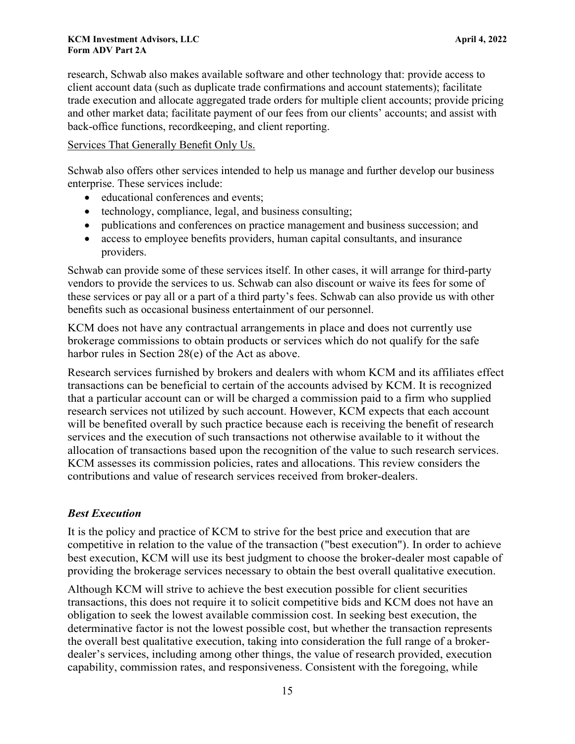research, Schwab also makes available software and other technology that: provide access to client account data (such as duplicate trade confirmations and account statements); facilitate trade execution and allocate aggregated trade orders for multiple client accounts; provide pricing and other market data; facilitate payment of our fees from our clients' accounts; and assist with back-office functions, recordkeeping, and client reporting.

Services That Generally Benefit Only Us.

Schwab also offers other services intended to help us manage and further develop our business enterprise. These services include:

- educational conferences and events;
- technology, compliance, legal, and business consulting;
- publications and conferences on practice management and business succession; and
- access to employee benefits providers, human capital consultants, and insurance providers.

Schwab can provide some of these services itself. In other cases, it will arrange for third-party vendors to provide the services to us. Schwab can also discount or waive its fees for some of these services or pay all or a part of a third party's fees. Schwab can also provide us with other benefits such as occasional business entertainment of our personnel.

KCM does not have any contractual arrangements in place and does not currently use brokerage commissions to obtain products or services which do not qualify for the safe harbor rules in Section 28(e) of the Act as above.

Research services furnished by brokers and dealers with whom KCM and its affiliates effect transactions can be beneficial to certain of the accounts advised by KCM. It is recognized that a particular account can or will be charged a commission paid to a firm who supplied research services not utilized by such account. However, KCM expects that each account will be benefited overall by such practice because each is receiving the benefit of research services and the execution of such transactions not otherwise available to it without the allocation of transactions based upon the recognition of the value to such research services. KCM assesses its commission policies, rates and allocations. This review considers the contributions and value of research services received from broker-dealers.

### *Best Execution*

It is the policy and practice of KCM to strive for the best price and execution that are competitive in relation to the value of the transaction ("best execution"). In order to achieve best execution, KCM will use its best judgment to choose the broker-dealer most capable of providing the brokerage services necessary to obtain the best overall qualitative execution.

Although KCM will strive to achieve the best execution possible for client securities transactions, this does not require it to solicit competitive bids and KCM does not have an obligation to seek the lowest available commission cost. In seeking best execution, the determinative factor is not the lowest possible cost, but whether the transaction represents the overall best qualitative execution, taking into consideration the full range of a broker-dealer's services, including among other things, the value of research provided, execution capability, commission rates, and responsiveness. Consistent with the foregoing, while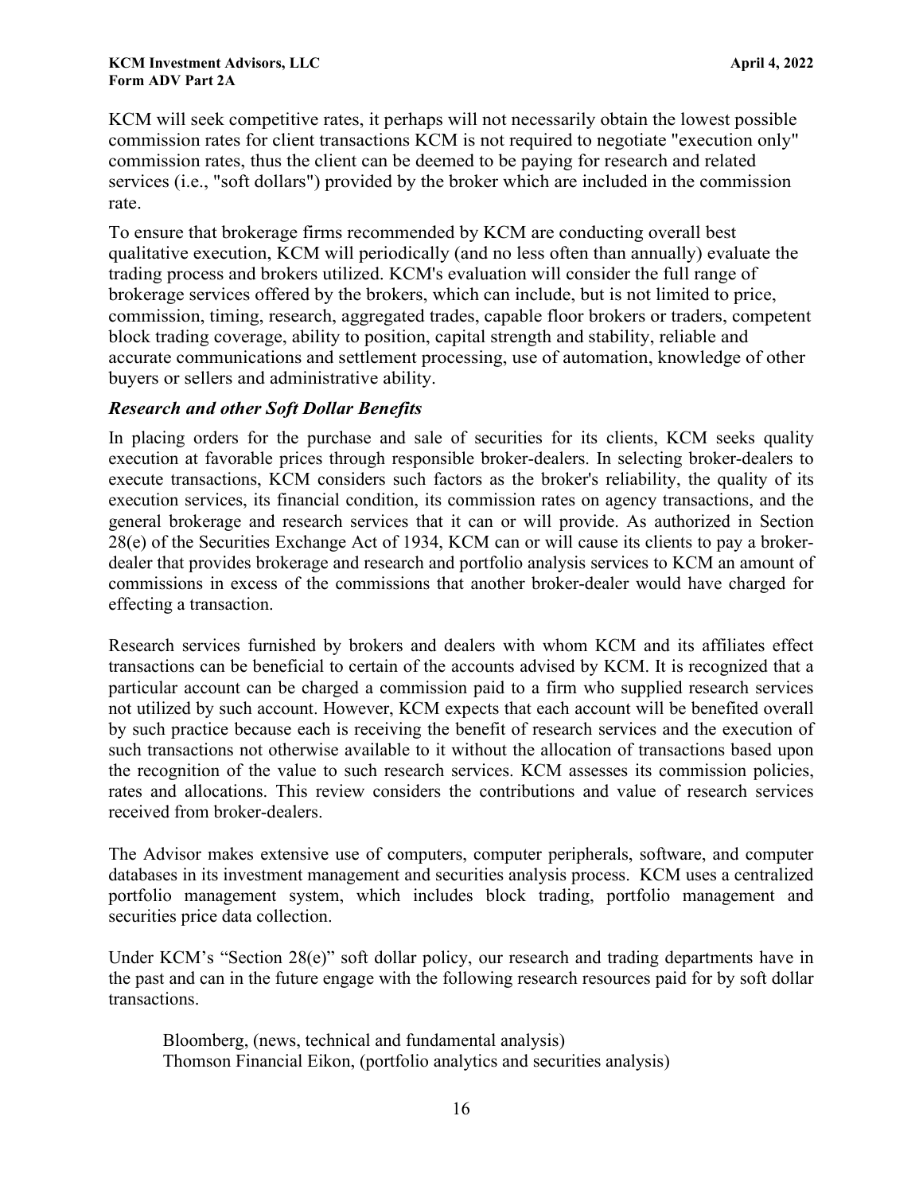KCM will seek competitive rates, it perhaps will not necessarily obtain the lowest possible commission rates for client transactions KCM is not required to negotiate "execution only" commission rates, thus the client can be deemed to be paying for research and related services (i.e., "soft dollars") provided by the broker which are included in the commission rate.

To ensure that brokerage firms recommended by KCM are conducting overall best qualitative execution, KCM will periodically (and no less often than annually) evaluate the trading process and brokers utilized. KCM's evaluation will consider the full range of brokerage services offered by the brokers, which can include, but is not limited to price, commission, timing, research, aggregated trades, capable floor brokers or traders, competent block trading coverage, ability to position, capital strength and stability, reliable and accurate communications and settlement processing, use of automation, knowledge of other buyers or sellers and administrative ability.

### *Research and other Soft Dollar Benefits*

In placing orders for the purchase and sale of securities for its clients, KCM seeks quality execution at favorable prices through responsible broker-dealers. In selecting broker-dealers to execute transactions, KCM considers such factors as the broker's reliability, the quality of its execution services, its financial condition, its commission rates on agency transactions, and the general brokerage and research services that it can or will provide. As authorized in Section 28(e) of the Securities Exchange Act of 1934, KCM can or will cause its clients to pay a broker-dealer that provides brokerage and research and portfolio analysis services to KCM an amount of commissions in excess of the commissions that another broker-dealer would have charged for effecting a transaction.

Research services furnished by brokers and dealers with whom KCM and its affiliates effect transactions can be beneficial to certain of the accounts advised by KCM. It is recognized that a particular account can be charged a commission paid to a firm who supplied research services not utilized by such account. However, KCM expects that each account will be benefited overall by such practice because each is receiving the benefit of research services and the execution of such transactions not otherwise available to it without the allocation of transactions based upon the recognition of the value to such research services. KCM assesses its commission policies, rates and allocations. This review considers the contributions and value of research services received from broker-dealers.

The Advisor makes extensive use of computers, computer peripherals, software, and computer databases in its investment management and securities analysis process. KCM uses a centralized portfolio management system, which includes block trading, portfolio management and securities price data collection.

Under KCM's "Section 28(e)" soft dollar policy, our research and trading departments have in the past and can in the future engage with the following research resources paid for by soft dollar transactions.

Bloomberg, (news, technical and fundamental analysis)
Thomson Financial Eikon, (portfolio analytics and securities analysis)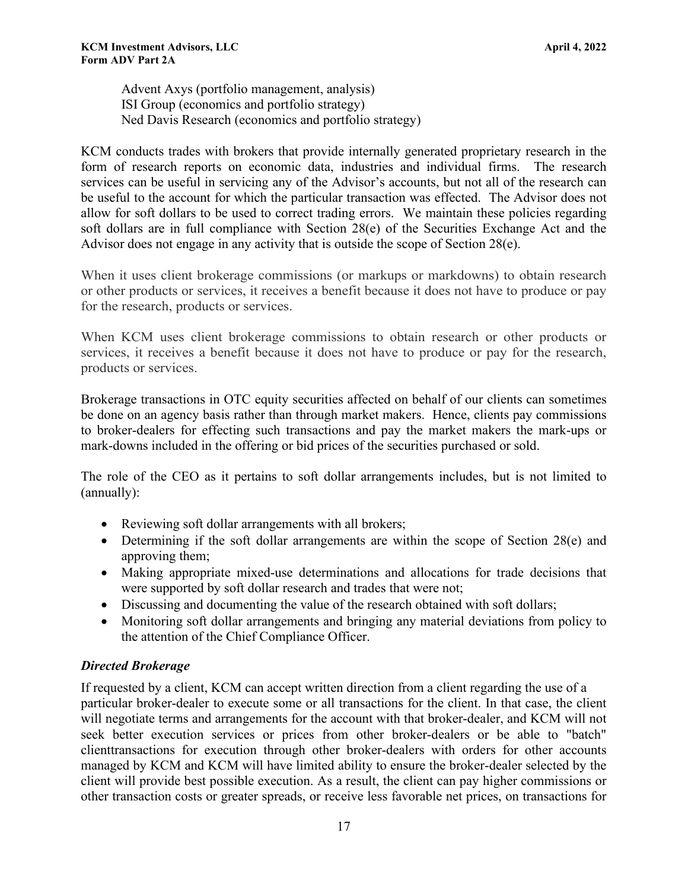Advent Axys (portfolio management, analysis)
ISI Group (economics and portfolio strategy)
Ned Davis Research (economics and portfolio strategy)

KCM conducts trades with brokers that provide internally generated proprietary research in the form of research reports on economic data, industries and individual firms. The research services can be useful in servicing any of the Advisor's accounts, but not all of the research can be useful to the account for which the particular transaction was effected. The Advisor does not allow for soft dollars to be used to correct trading errors. We maintain these policies regarding soft dollars are in full compliance with Section 28(e) of the Securities Exchange Act and the Advisor does not engage in any activity that is outside the scope of Section 28(e).

When it uses client brokerage commissions (or markups or markdowns) to obtain research or other products or services, it receives a benefit because it does not have to produce or pay for the research, products or services.

When KCM uses client brokerage commissions to obtain research or other products or services, it receives a benefit because it does not have to produce or pay for the research, products or services.

Brokerage transactions in OTC equity securities affected on behalf of our clients can sometimes be done on an agency basis rather than through market makers. Hence, clients pay commissions to broker-dealers for effecting such transactions and pay the market makers the mark-ups or mark-downs included in the offering or bid prices of the securities purchased or sold.

The role of the CEO as it pertains to soft dollar arrangements includes, but is not limited to (annually):

- Reviewing soft dollar arrangements with all brokers;
- Determining if the soft dollar arrangements are within the scope of Section 28(e) and approving them;
- Making appropriate mixed-use determinations and allocations for trade decisions that were supported by soft dollar research and trades that were not;
- Discussing and documenting the value of the research obtained with soft dollars;
- Monitoring soft dollar arrangements and bringing any material deviations from policy to the attention of the Chief Compliance Officer.

***Directed Brokerage***

If requested by a client, KCM can accept written direction from a client regarding the use of a particular broker-dealer to execute some or all transactions for the client. In that case, the client will negotiate terms and arrangements for the account with that broker-dealer, and KCM will not seek better execution services or prices from other broker-dealers or be able to "batch" clienttransactions for execution through other broker-dealers with orders for other accounts managed by KCM and KCM will have limited ability to ensure the broker-dealer selected by the client will provide best possible execution. As a result, the client can pay higher commissions or other transaction costs or greater spreads, or receive less favorable net prices, on transactions for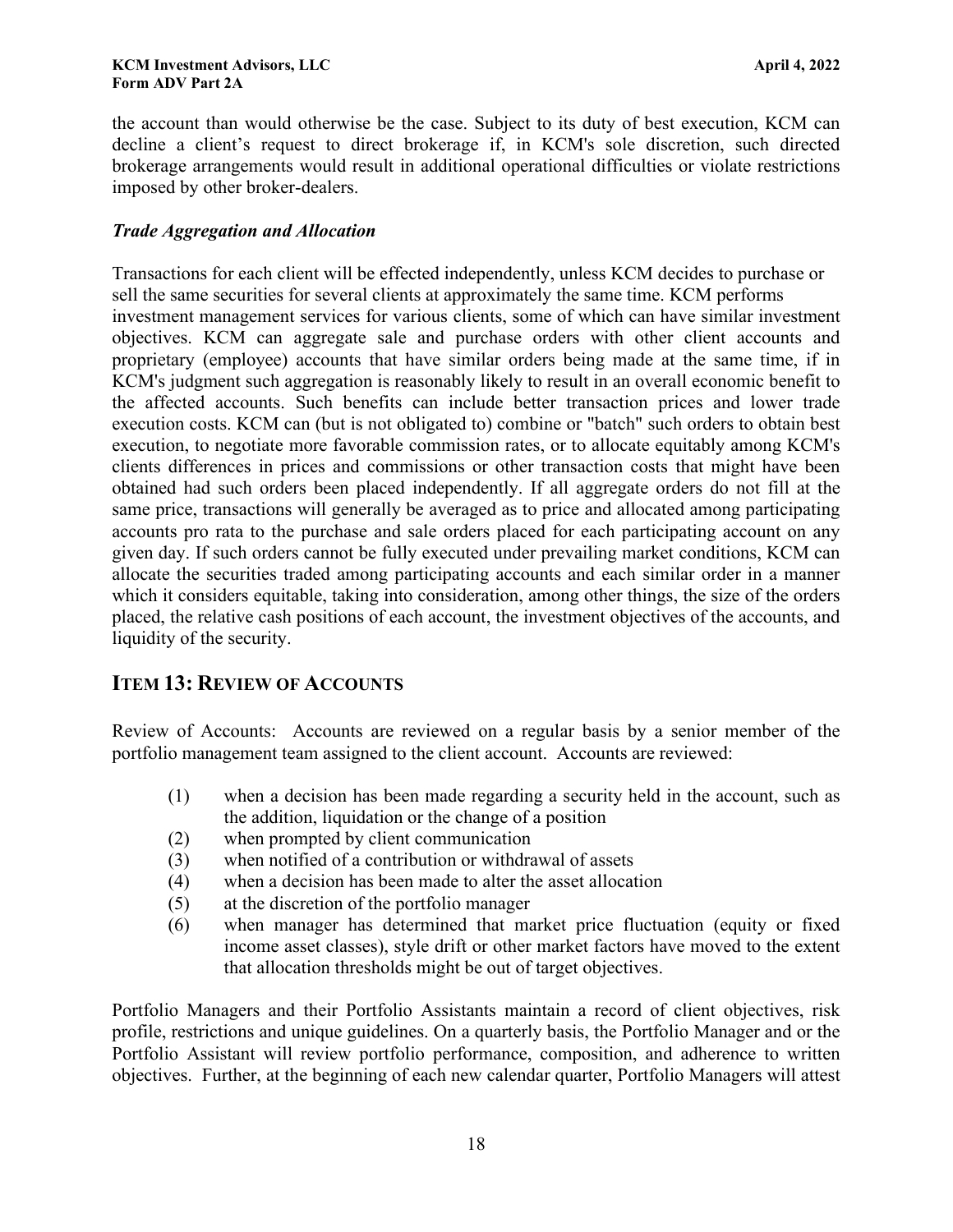the account than would otherwise be the case. Subject to its duty of best execution, KCM can decline a client's request to direct brokerage if, in KCM's sole discretion, such directed brokerage arrangements would result in additional operational difficulties or violate restrictions imposed by other broker-dealers.

### *Trade Aggregation and Allocation*

Transactions for each client will be effected independently, unless KCM decides to purchase or sell the same securities for several clients at approximately the same time. KCM performs investment management services for various clients, some of which can have similar investment objectives. KCM can aggregate sale and purchase orders with other client accounts and proprietary (employee) accounts that have similar orders being made at the same time, if in KCM's judgment such aggregation is reasonably likely to result in an overall economic benefit to the affected accounts. Such benefits can include better transaction prices and lower trade execution costs. KCM can (but is not obligated to) combine or "batch" such orders to obtain best execution, to negotiate more favorable commission rates, or to allocate equitably among KCM's clients differences in prices and commissions or other transaction costs that might have been obtained had such orders been placed independently. If all aggregate orders do not fill at the same price, transactions will generally be averaged as to price and allocated among participating accounts pro rata to the purchase and sale orders placed for each participating account on any given day. If such orders cannot be fully executed under prevailing market conditions, KCM can allocate the securities traded among participating accounts and each similar order in a manner which it considers equitable, taking into consideration, among other things, the size of the orders placed, the relative cash positions of each account, the investment objectives of the accounts, and liquidity of the security.

## ITEM 13: REVIEW OF ACCOUNTS

Review of Accounts: Accounts are reviewed on a regular basis by a senior member of the portfolio management team assigned to the client account. Accounts are reviewed:

(1) when a decision has been made regarding a security held in the account, such as the addition, liquidation or the change of a position
(2) when prompted by client communication
(3) when notified of a contribution or withdrawal of assets
(4) when a decision has been made to alter the asset allocation
(5) at the discretion of the portfolio manager
(6) when manager has determined that market price fluctuation (equity or fixed income asset classes), style drift or other market factors have moved to the extent that allocation thresholds might be out of target objectives.

Portfolio Managers and their Portfolio Assistants maintain a record of client objectives, risk profile, restrictions and unique guidelines. On a quarterly basis, the Portfolio Manager and or the Portfolio Assistant will review portfolio performance, composition, and adherence to written objectives. Further, at the beginning of each new calendar quarter, Portfolio Managers will attest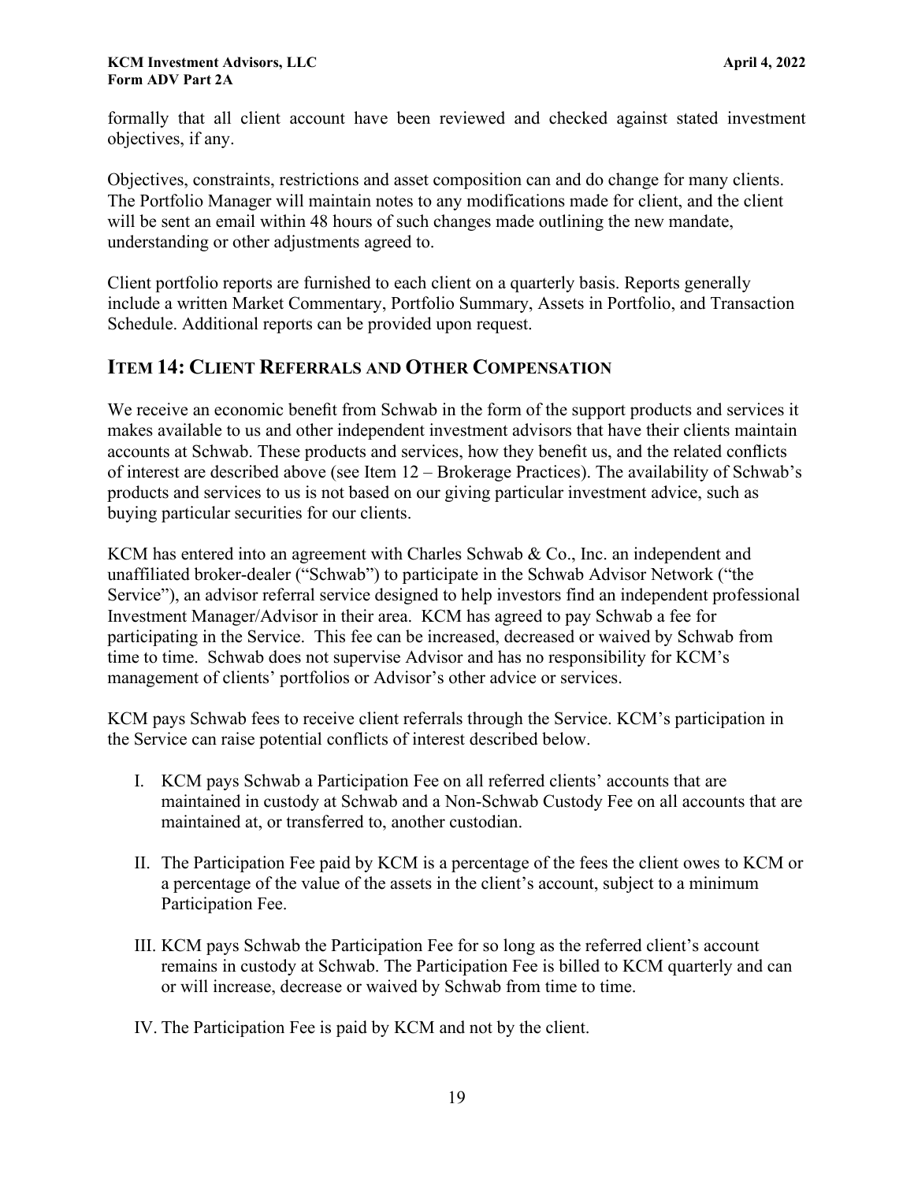formally that all client account have been reviewed and checked against stated investment objectives, if any.

Objectives, constraints, restrictions and asset composition can and do change for many clients. The Portfolio Manager will maintain notes to any modifications made for client, and the client will be sent an email within 48 hours of such changes made outlining the new mandate, understanding or other adjustments agreed to.

Client portfolio reports are furnished to each client on a quarterly basis. Reports generally include a written Market Commentary, Portfolio Summary, Assets in Portfolio, and Transaction Schedule. Additional reports can be provided upon request.

## ITEM 14: CLIENT REFERRALS AND OTHER COMPENSATION

We receive an economic benefit from Schwab in the form of the support products and services it makes available to us and other independent investment advisors that have their clients maintain accounts at Schwab. These products and services, how they benefit us, and the related conflicts of interest are described above (see Item 12 – Brokerage Practices). The availability of Schwab's products and services to us is not based on our giving particular investment advice, such as buying particular securities for our clients.

KCM has entered into an agreement with Charles Schwab & Co., Inc. an independent and unaffiliated broker-dealer ("Schwab") to participate in the Schwab Advisor Network ("the Service"), an advisor referral service designed to help investors find an independent professional Investment Manager/Advisor in their area. KCM has agreed to pay Schwab a fee for participating in the Service. This fee can be increased, decreased or waived by Schwab from time to time. Schwab does not supervise Advisor and has no responsibility for KCM's management of clients' portfolios or Advisor's other advice or services.

KCM pays Schwab fees to receive client referrals through the Service. KCM's participation in the Service can raise potential conflicts of interest described below.

I. KCM pays Schwab a Participation Fee on all referred clients' accounts that are maintained in custody at Schwab and a Non-Schwab Custody Fee on all accounts that are maintained at, or transferred to, another custodian.

II. The Participation Fee paid by KCM is a percentage of the fees the client owes to KCM or a percentage of the value of the assets in the client's account, subject to a minimum Participation Fee.

III. KCM pays Schwab the Participation Fee for so long as the referred client's account remains in custody at Schwab. The Participation Fee is billed to KCM quarterly and can or will increase, decrease or waived by Schwab from time to time.

IV. The Participation Fee is paid by KCM and not by the client.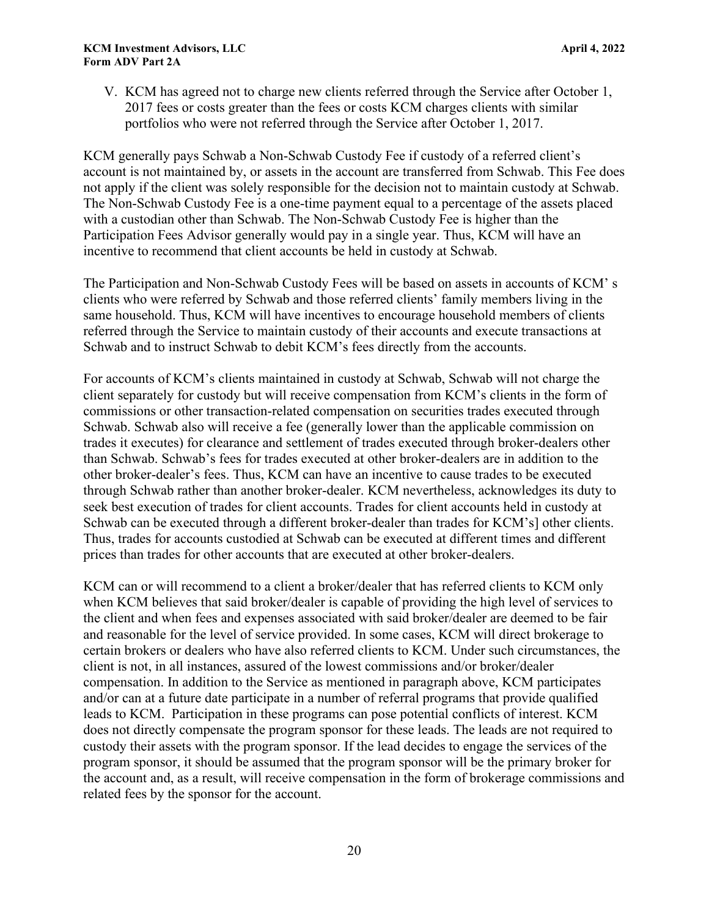V. KCM has agreed not to charge new clients referred through the Service after October 1, 2017 fees or costs greater than the fees or costs KCM charges clients with similar portfolios who were not referred through the Service after October 1, 2017.

KCM generally pays Schwab a Non-Schwab Custody Fee if custody of a referred client's account is not maintained by, or assets in the account are transferred from Schwab. This Fee does not apply if the client was solely responsible for the decision not to maintain custody at Schwab. The Non-Schwab Custody Fee is a one-time payment equal to a percentage of the assets placed with a custodian other than Schwab. The Non-Schwab Custody Fee is higher than the Participation Fees Advisor generally would pay in a single year. Thus, KCM will have an incentive to recommend that client accounts be held in custody at Schwab.

The Participation and Non-Schwab Custody Fees will be based on assets in accounts of KCM' s clients who were referred by Schwab and those referred clients' family members living in the same household. Thus, KCM will have incentives to encourage household members of clients referred through the Service to maintain custody of their accounts and execute transactions at Schwab and to instruct Schwab to debit KCM's fees directly from the accounts.

For accounts of KCM's clients maintained in custody at Schwab, Schwab will not charge the client separately for custody but will receive compensation from KCM's clients in the form of commissions or other transaction-related compensation on securities trades executed through Schwab. Schwab also will receive a fee (generally lower than the applicable commission on trades it executes) for clearance and settlement of trades executed through broker-dealers other than Schwab. Schwab's fees for trades executed at other broker-dealers are in addition to the other broker-dealer's fees. Thus, KCM can have an incentive to cause trades to be executed through Schwab rather than another broker-dealer. KCM nevertheless, acknowledges its duty to seek best execution of trades for client accounts. Trades for client accounts held in custody at Schwab can be executed through a different broker-dealer than trades for KCM's] other clients. Thus, trades for accounts custodied at Schwab can be executed at different times and different prices than trades for other accounts that are executed at other broker-dealers.

KCM can or will recommend to a client a broker/dealer that has referred clients to KCM only when KCM believes that said broker/dealer is capable of providing the high level of services to the client and when fees and expenses associated with said broker/dealer are deemed to be fair and reasonable for the level of service provided. In some cases, KCM will direct brokerage to certain brokers or dealers who have also referred clients to KCM. Under such circumstances, the client is not, in all instances, assured of the lowest commissions and/or broker/dealer compensation. In addition to the Service as mentioned in paragraph above, KCM participates and/or can at a future date participate in a number of referral programs that provide qualified leads to KCM. Participation in these programs can pose potential conflicts of interest. KCM does not directly compensate the program sponsor for these leads. The leads are not required to custody their assets with the program sponsor. If the lead decides to engage the services of the program sponsor, it should be assumed that the program sponsor will be the primary broker for the account and, as a result, will receive compensation in the form of brokerage commissions and related fees by the sponsor for the account.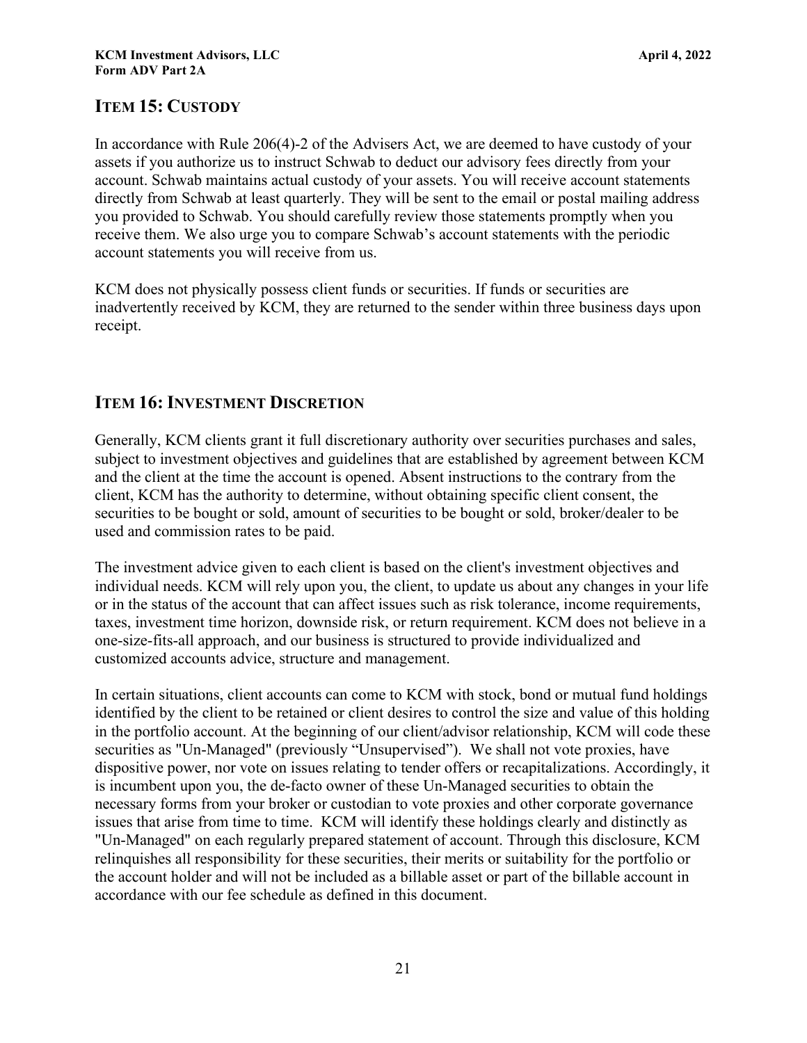## ITEM 15: CUSTODY

In accordance with Rule 206(4)-2 of the Advisers Act, we are deemed to have custody of your assets if you authorize us to instruct Schwab to deduct our advisory fees directly from your account. Schwab maintains actual custody of your assets. You will receive account statements directly from Schwab at least quarterly. They will be sent to the email or postal mailing address you provided to Schwab. You should carefully review those statements promptly when you receive them. We also urge you to compare Schwab's account statements with the periodic account statements you will receive from us.

KCM does not physically possess client funds or securities. If funds or securities are inadvertently received by KCM, they are returned to the sender within three business days upon receipt.

## ITEM 16: INVESTMENT DISCRETION

Generally, KCM clients grant it full discretionary authority over securities purchases and sales, subject to investment objectives and guidelines that are established by agreement between KCM and the client at the time the account is opened. Absent instructions to the contrary from the client, KCM has the authority to determine, without obtaining specific client consent, the securities to be bought or sold, amount of securities to be bought or sold, broker/dealer to be used and commission rates to be paid.

The investment advice given to each client is based on the client's investment objectives and individual needs. KCM will rely upon you, the client, to update us about any changes in your life or in the status of the account that can affect issues such as risk tolerance, income requirements, taxes, investment time horizon, downside risk, or return requirement. KCM does not believe in a one-size-fits-all approach, and our business is structured to provide individualized and customized accounts advice, structure and management.

In certain situations, client accounts can come to KCM with stock, bond or mutual fund holdings identified by the client to be retained or client desires to control the size and value of this holding in the portfolio account. At the beginning of our client/advisor relationship, KCM will code these securities as "Un-Managed" (previously "Unsupervised"). We shall not vote proxies, have dispositive power, nor vote on issues relating to tender offers or recapitalizations. Accordingly, it is incumbent upon you, the de-facto owner of these Un-Managed securities to obtain the necessary forms from your broker or custodian to vote proxies and other corporate governance issues that arise from time to time. KCM will identify these holdings clearly and distinctly as "Un-Managed" on each regularly prepared statement of account. Through this disclosure, KCM relinquishes all responsibility for these securities, their merits or suitability for the portfolio or the account holder and will not be included as a billable asset or part of the billable account in accordance with our fee schedule as defined in this document.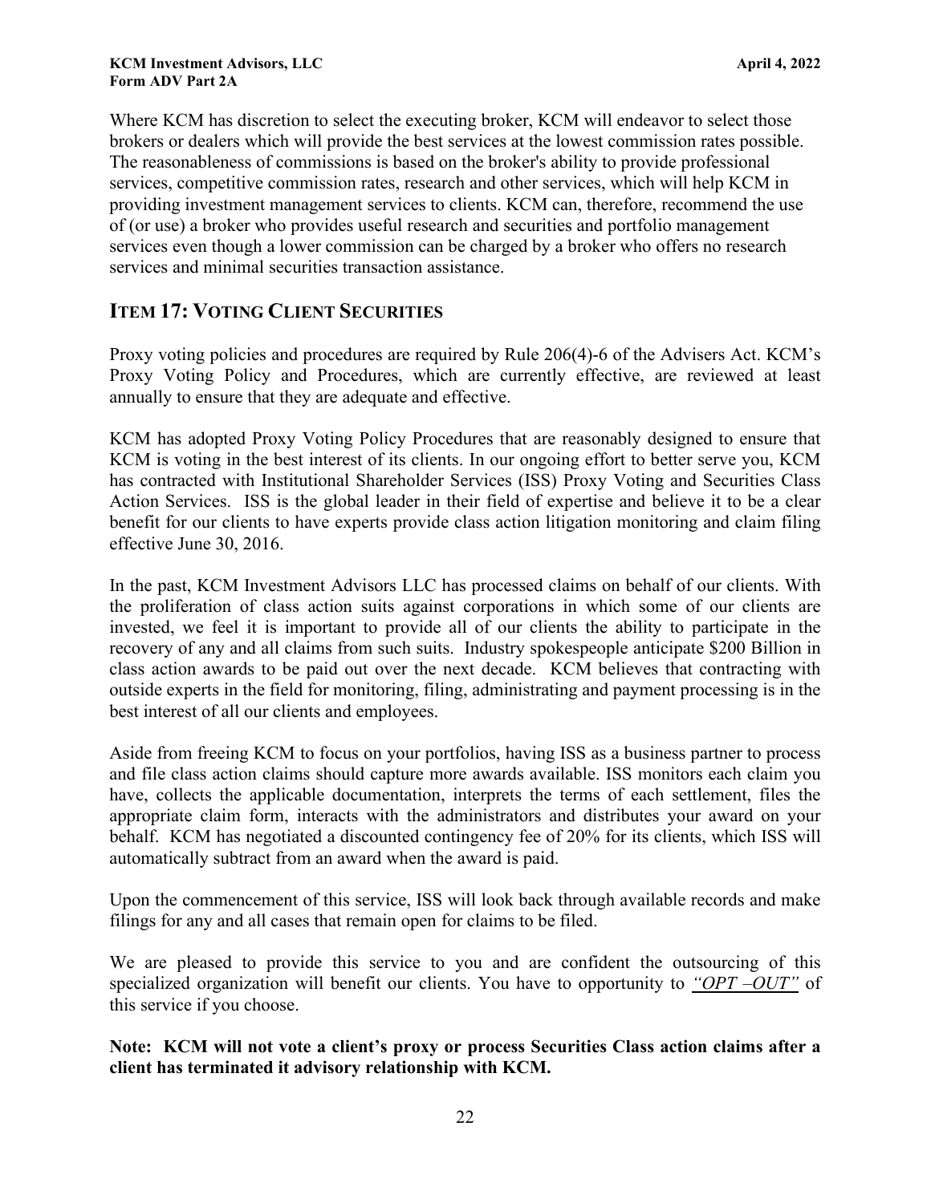Where KCM has discretion to select the executing broker, KCM will endeavor to select those brokers or dealers which will provide the best services at the lowest commission rates possible. The reasonableness of commissions is based on the broker's ability to provide professional services, competitive commission rates, research and other services, which will help KCM in providing investment management services to clients. KCM can, therefore, recommend the use of (or use) a broker who provides useful research and securities and portfolio management services even though a lower commission can be charged by a broker who offers no research services and minimal securities transaction assistance.

## ITEM 17: VOTING CLIENT SECURITIES

Proxy voting policies and procedures are required by Rule 206(4)-6 of the Advisers Act. KCM's Proxy Voting Policy and Procedures, which are currently effective, are reviewed at least annually to ensure that they are adequate and effective.

KCM has adopted Proxy Voting Policy Procedures that are reasonably designed to ensure that KCM is voting in the best interest of its clients. In our ongoing effort to better serve you, KCM has contracted with Institutional Shareholder Services (ISS) Proxy Voting and Securities Class Action Services. ISS is the global leader in their field of expertise and believe it to be a clear benefit for our clients to have experts provide class action litigation monitoring and claim filing effective June 30, 2016.

In the past, KCM Investment Advisors LLC has processed claims on behalf of our clients. With the proliferation of class action suits against corporations in which some of our clients are invested, we feel it is important to provide all of our clients the ability to participate in the recovery of any and all claims from such suits. Industry spokespeople anticipate $200 Billion in class action awards to be paid out over the next decade. KCM believes that contracting with outside experts in the field for monitoring, filing, administrating and payment processing is in the best interest of all our clients and employees.

Aside from freeing KCM to focus on your portfolios, having ISS as a business partner to process and file class action claims should capture more awards available. ISS monitors each claim you have, collects the applicable documentation, interprets the terms of each settlement, files the appropriate claim form, interacts with the administrators and distributes your award on your behalf. KCM has negotiated a discounted contingency fee of 20% for its clients, which ISS will automatically subtract from an award when the award is paid.

Upon the commencement of this service, ISS will look back through available records and make filings for any and all cases that remain open for claims to be filed.

We are pleased to provide this service to you and are confident the outsourcing of this specialized organization will benefit our clients. You have to opportunity to *"OPT –OUT"* of this service if you choose.

**Note: KCM will not vote a client's proxy or process Securities Class action claims after a client has terminated it advisory relationship with KCM.**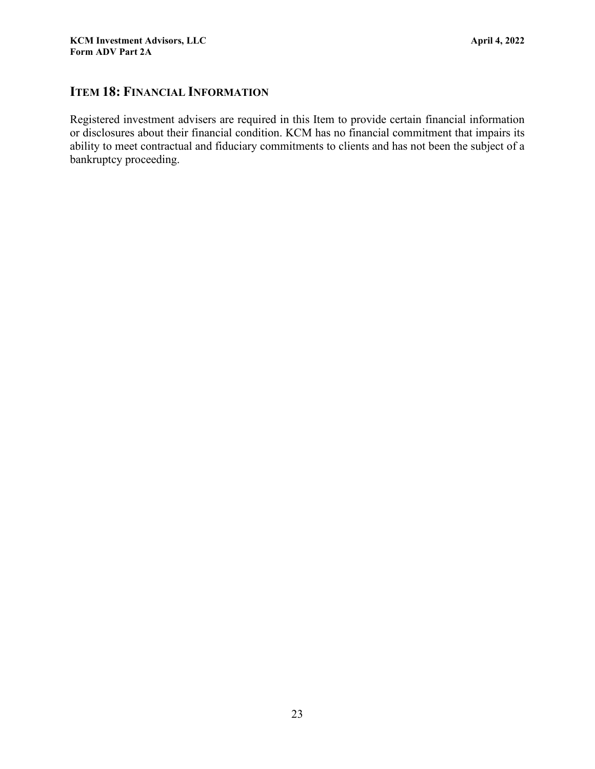## ITEM 18: FINANCIAL INFORMATION

Registered investment advisers are required in this Item to provide certain financial information or disclosures about their financial condition. KCM has no financial commitment that impairs its ability to meet contractual and fiduciary commitments to clients and has not been the subject of a bankruptcy proceeding.